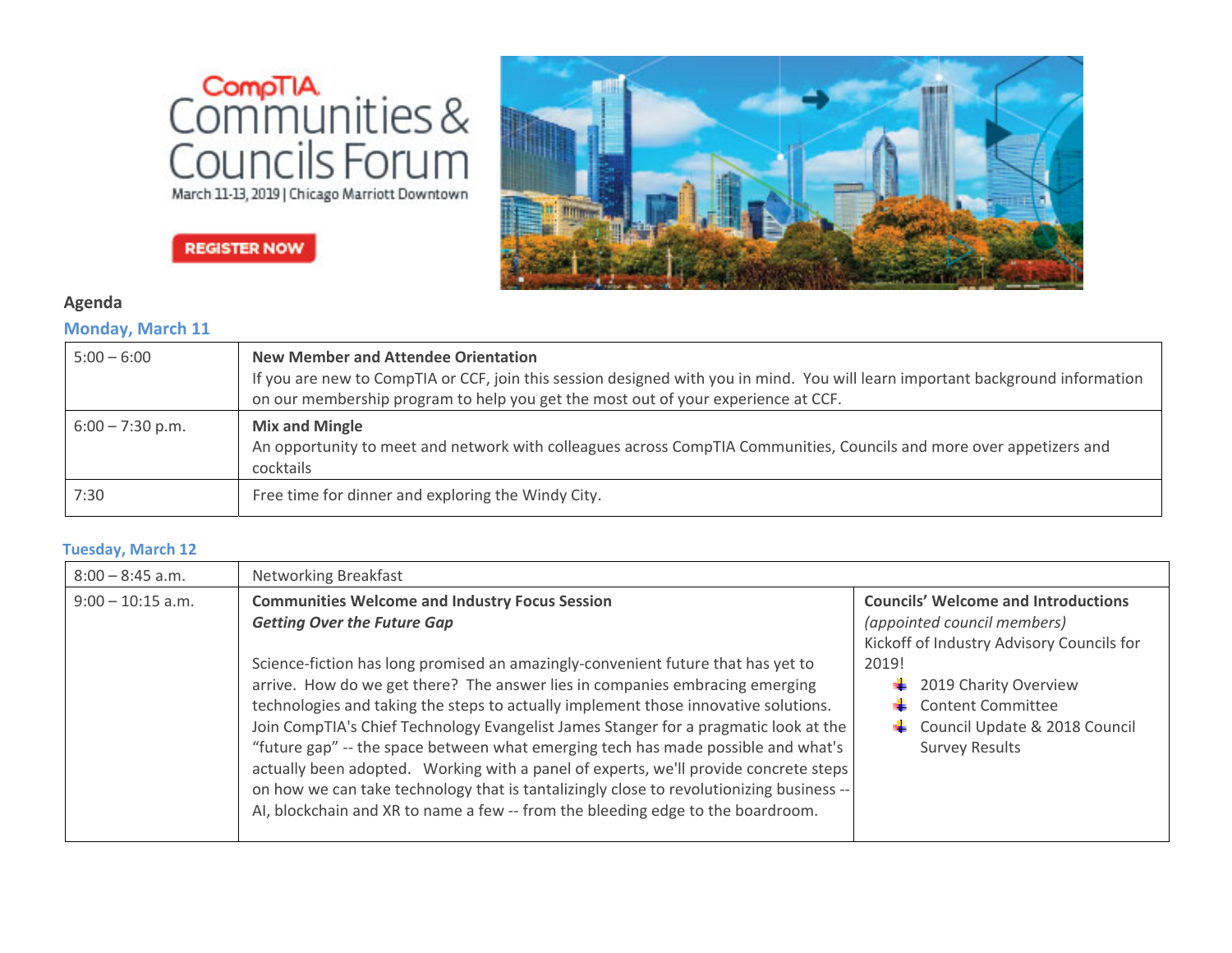CompTIA Communities & Councils Forum

March 11-13, 2019 | Chicago Marriott Downtown

REGISTER NOW

**Agenda**

## Monday, March 11

| | |
|---|---|
| 5:00 – 6:00 | **New Member and Attendee Orientation**<br>If you are new to CompTIA or CCF, join this session designed with you in mind. You will learn important background information on our membership program to help you get the most out of your experience at CCF. |
| 6:00 – 7:30 p.m. | **Mix and Mingle**<br>An opportunity to meet and network with colleagues across CompTIA Communities, Councils and more over appetizers and cocktails |
| 7:30 | Free time for dinner and exploring the Windy City. |

## Tuesday, March 12

| | | |
|---|---|---|
| 8:00 – 8:45 a.m. | Networking Breakfast | |
| 9:00 – 10:15 a.m. | **Communities Welcome and Industry Focus Session**<br>***Getting Over the Future Gap***<br><br>Science-fiction has long promised an amazingly-convenient future that has yet to arrive. How do we get there? The answer lies in companies embracing emerging technologies and taking the steps to actually implement those innovative solutions. Join CompTIA's Chief Technology Evangelist James Stanger for a pragmatic look at the "future gap" -- the space between what emerging tech has made possible and what's actually been adopted. Working with a panel of experts, we'll provide concrete steps on how we can take technology that is tantalizingly close to revolutionizing business -- AI, blockchain and XR to name a few -- from the bleeding edge to the boardroom. | **Councils' Welcome and Introductions**<br>*(appointed council members)*<br>Kickoff of Industry Advisory Councils for 2019!<br>- 2019 Charity Overview<br>- Content Committee<br>- Council Update & 2018 Council Survey Results |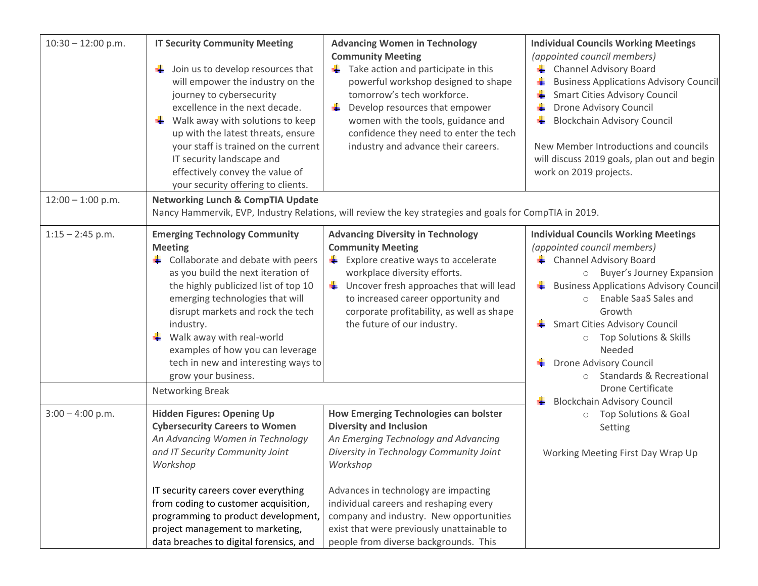| | | | |
|---|---|---|---|
| 10:30 – 12:00 p.m. | **IT Security Community Meeting**<br>- Join us to develop resources that will empower the industry on the journey to cybersecurity excellence in the next decade.<br>- Walk away with solutions to keep up with the latest threats, ensure your staff is trained on the current IT security landscape and effectively convey the value of your security offering to clients. | **Advancing Women in Technology Community Meeting**<br>- Take action and participate in this powerful workshop designed to shape tomorrow's tech workforce.<br>- Develop resources that empower women with the tools, guidance and confidence they need to enter the tech industry and advance their careers. | **Individual Councils Working Meetings**<br>*(appointed council members)*<br>- Channel Advisory Board<br>- Business Applications Advisory Council<br>- Smart Cities Advisory Council<br>- Drone Advisory Council<br>- Blockchain Advisory Council<br><br>New Member Introductions and councils will discuss 2019 goals, plan out and begin work on 2019 projects. |
| 12:00 – 1:00 p.m. | **Networking Lunch & CompTIA Update**<br>Nancy Hammervik, EVP, Industry Relations, will review the key strategies and goals for CompTIA in 2019. | | |
| 1:15 – 2:45 p.m. | **Emerging Technology Community Meeting**<br>- Collaborate and debate with peers as you build the next iteration of the highly publicized list of top 10 emerging technologies that will disrupt markets and rock the tech industry.<br>- Walk away with real-world examples of how you can leverage tech in new and interesting ways to grow your business. | **Advancing Diversity in Technology Community Meeting**<br>- Explore creative ways to accelerate workplace diversity efforts.<br>- Uncover fresh approaches that will lead to increased career opportunity and corporate profitability, as well as shape the future of our industry. | **Individual Councils Working Meetings**<br>*(appointed council members)*<br>- Channel Advisory Board<br>  - Buyer's Journey Expansion<br>- Business Applications Advisory Council<br>  - Enable SaaS Sales and Growth<br>- Smart Cities Advisory Council<br>  - Top Solutions & Skills Needed<br>- Drone Advisory Council<br>  - Standards & Recreational Drone Certificate<br>- Blockchain Advisory Council<br>  - Top Solutions & Goal Setting<br><br>Working Meeting First Day Wrap Up |
| | Networking Break | | |
| 3:00 – 4:00 p.m. | **Hidden Figures: Opening Up Cybersecurity Careers to Women**<br>*An Advancing Women in Technology and IT Security Community Joint Workshop*<br><br>IT security careers cover everything from coding to customer acquisition, programming to product development, project management to marketing, data breaches to digital forensics, and | **How Emerging Technologies can bolster Diversity and Inclusion**<br>*An Emerging Technology and Advancing Diversity in Technology Community Joint Workshop*<br><br>Advances in technology are impacting individual careers and reshaping every company and industry. New opportunities exist that were previously unattainable to people from diverse backgrounds. This | |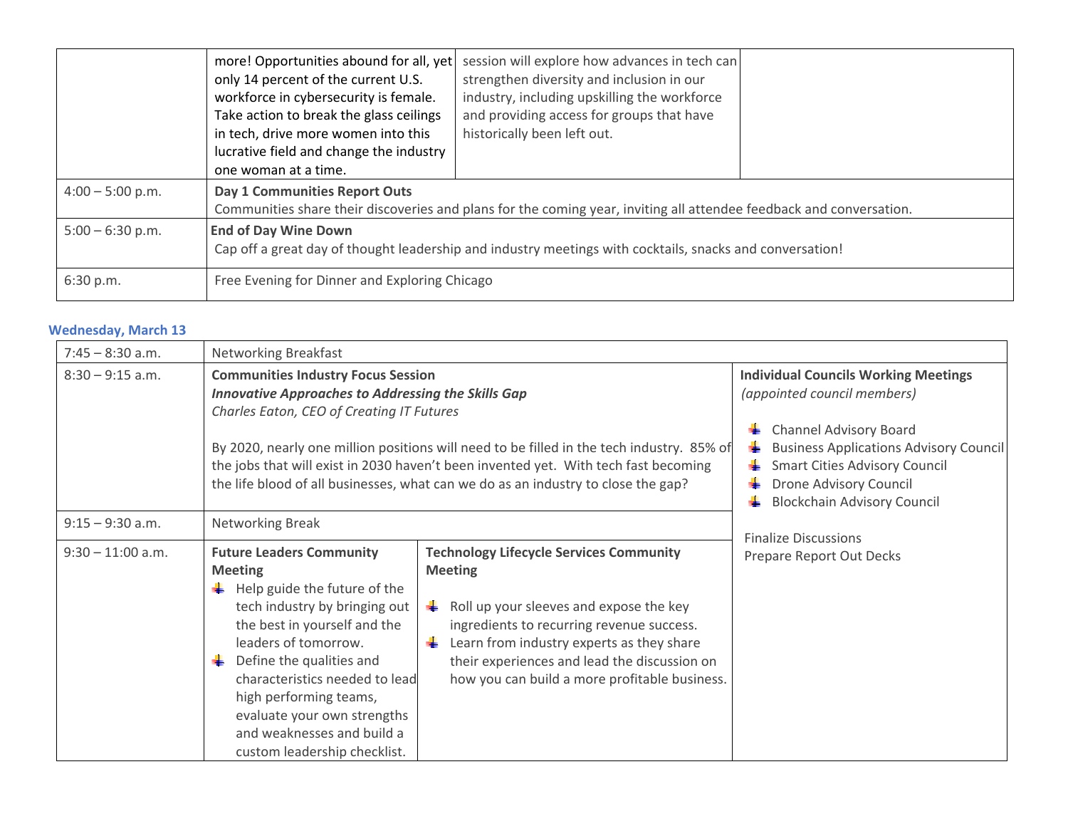| | | | |
|---|---|---|---|
| | more! Opportunities abound for all, yet only 14 percent of the current U.S. workforce in cybersecurity is female. Take action to break the glass ceilings in tech, drive more women into this lucrative field and change the industry one woman at a time. | session will explore how advances in tech can strengthen diversity and inclusion in our industry, including upskilling the workforce and providing access for groups that have historically been left out. | |
| 4:00 – 5:00 p.m. | **Day 1 Communities Report Outs**<br>Communities share their discoveries and plans for the coming year, inviting all attendee feedback and conversation. | | |
| 5:00 – 6:30 p.m. | **End of Day Wine Down**<br>Cap off a great day of thought leadership and industry meetings with cocktails, snacks and conversation! | | |
| 6:30 p.m. | Free Evening for Dinner and Exploring Chicago | | |

**Wednesday, March 13**

| | | | |
|---|---|---|---|
| 7:45 – 8:30 a.m. | Networking Breakfast | | |
| 8:30 – 9:15 a.m. | **Communities Industry Focus Session**<br>***Innovative Approaches to Addressing the Skills Gap***<br>*Charles Eaton, CEO of Creating IT Futures*<br><br>By 2020, nearly one million positions will need to be filled in the tech industry. 85% of the jobs that will exist in 2030 haven't been invented yet. With tech fast becoming the life blood of all businesses, what can we do as an industry to close the gap? | | **Individual Councils Working Meetings**<br>*(appointed council members)*<br><br>- Channel Advisory Board<br>- Business Applications Advisory Council<br>- Smart Cities Advisory Council<br>- Drone Advisory Council<br>- Blockchain Advisory Council<br><br>Finalize Discussions<br>Prepare Report Out Decks |
| 9:15 – 9:30 a.m. | Networking Break | | |
| 9:30 – 11:00 a.m. | **Future Leaders Community Meeting**<br>- Help guide the future of the tech industry by bringing out the best in yourself and the leaders of tomorrow.<br>- Define the qualities and characteristics needed to lead high performing teams, evaluate your own strengths and weaknesses and build a custom leadership checklist. | **Technology Lifecycle Services Community Meeting**<br>- Roll up your sleeves and expose the key ingredients to recurring revenue success.<br>- Learn from industry experts as they share their experiences and lead the discussion on how you can build a more profitable business. | |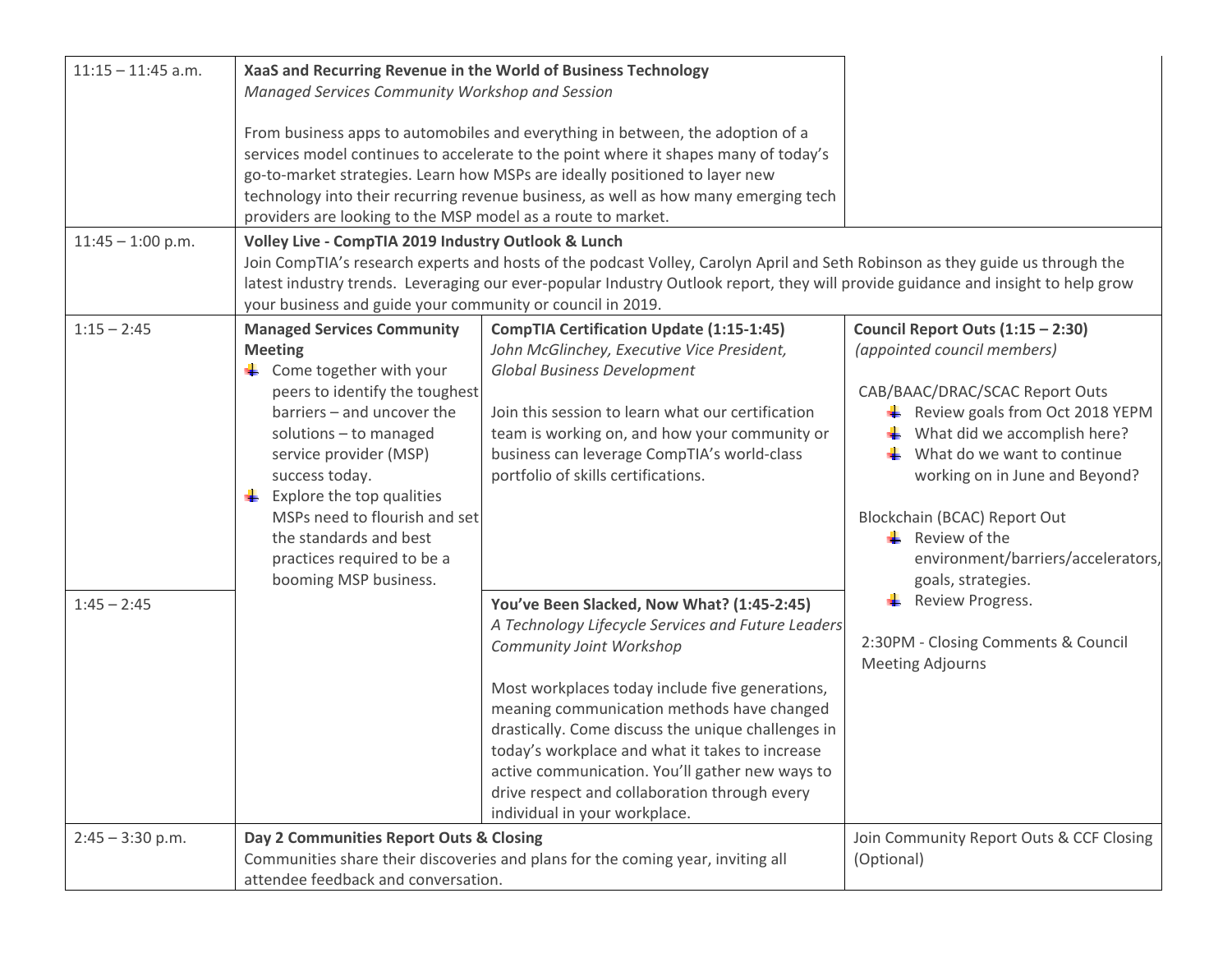| | | | |
|---|---|---|---|
| 11:15 – 11:45 a.m. | **XaaS and Recurring Revenue in the World of Business Technology**<br>*Managed Services Community Workshop and Session*<br><br>From business apps to automobiles and everything in between, the adoption of a services model continues to accelerate to the point where it shapes many of today's go-to-market strategies. Learn how MSPs are ideally positioned to layer new technology into their recurring revenue business, as well as how many emerging tech providers are looking to the MSP model as a route to market. | | |
| 11:45 – 1:00 p.m. | **Volley Live - CompTIA 2019 Industry Outlook & Lunch**<br>Join CompTIA's research experts and hosts of the podcast Volley, Carolyn April and Seth Robinson as they guide us through the latest industry trends. Leveraging our ever-popular Industry Outlook report, they will provide guidance and insight to help grow your business and guide your community or council in 2019. | | |
| 1:15 – 2:45 | **Managed Services Community Meeting**<br>- Come together with your peers to identify the toughest barriers – and uncover the solutions – to managed service provider (MSP) success today.<br>- Explore the top qualities MSPs need to flourish and set the standards and best practices required to be a booming MSP business. | **CompTIA Certification Update (1:15-1:45)**<br>*John McGlinchey, Executive Vice President, Global Business Development*<br><br>Join this session to learn what our certification team is working on, and how your community or business can leverage CompTIA's world-class portfolio of skills certifications. | **Council Report Outs (1:15 – 2:30)**<br>*(appointed council members)*<br><br>CAB/BAAC/DRAC/SCAC Report Outs<br>- Review goals from Oct 2018 YEPM<br>- What did we accomplish here?<br>- What do we want to continue working on in June and Beyond?<br><br>Blockchain (BCAC) Report Out<br>- Review of the environment/barriers/accelerators, goals, strategies.<br>- Review Progress.<br><br>2:30PM - Closing Comments & Council Meeting Adjourns |
| 1:45 – 2:45 | | **You've Been Slacked, Now What? (1:45-2:45)**<br>*A Technology Lifecycle Services and Future Leaders Community Joint Workshop*<br><br>Most workplaces today include five generations, meaning communication methods have changed drastically. Come discuss the unique challenges in today's workplace and what it takes to increase active communication. You'll gather new ways to drive respect and collaboration through every individual in your workplace. | |
| 2:45 – 3:30 p.m. | **Day 2 Communities Report Outs & Closing**<br>Communities share their discoveries and plans for the coming year, inviting all attendee feedback and conversation. | | Join Community Report Outs & CCF Closing (Optional) |